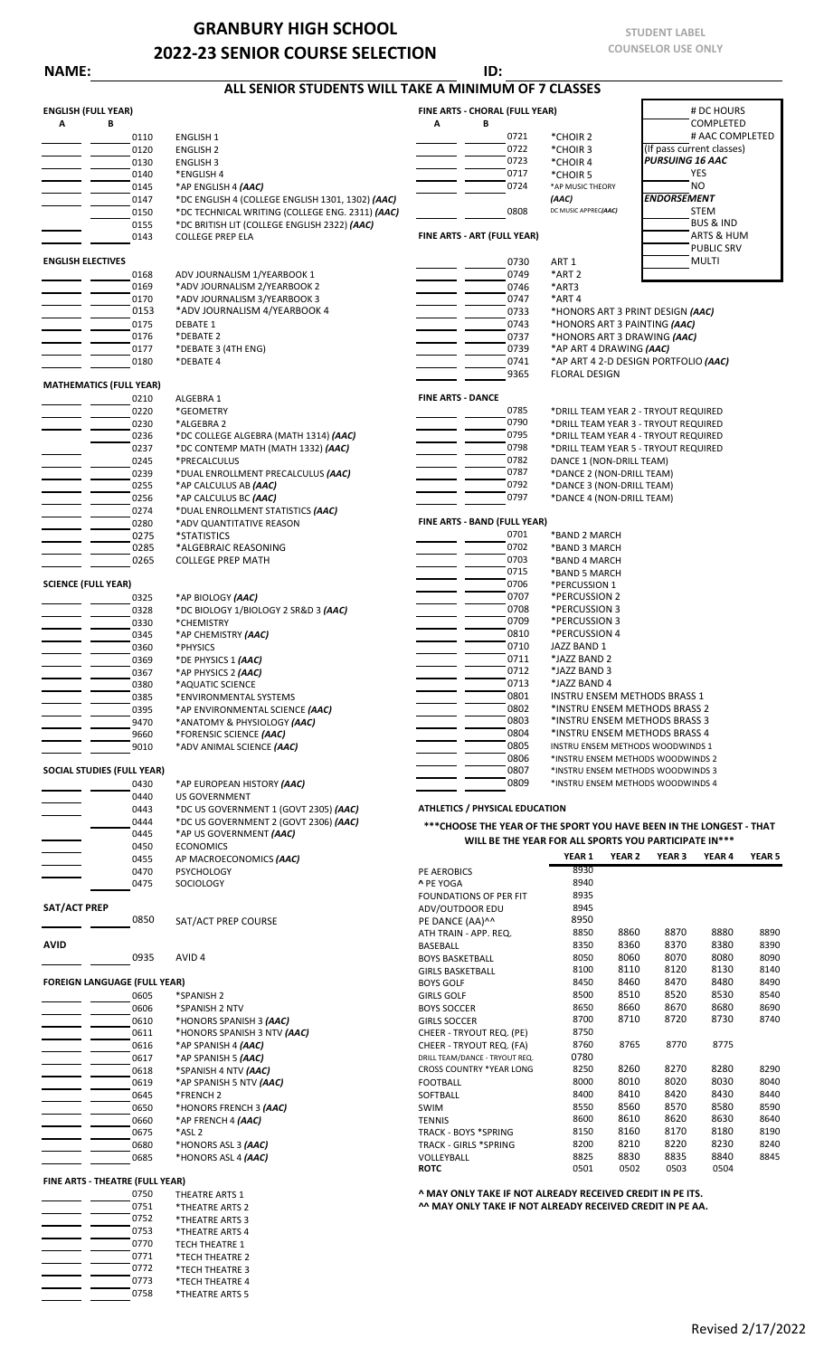# GRANBURY HIGH SCHOOL
# 2022-23 SENIOR COURSE SELECTION

STUDENT LABEL
COUNSELOR USE ONLY

**NAME:** ______________________ **ID:** ______________

## ALL SENIOR STUDENTS WILL TAKE A MINIMUM OF 7 CLASSES

| | # DC HOURS COMPLETED |
|---|---|
| | # AAC COMPLETED (If pass current classes) |
| **PURSUING 16 AAC** | |
| | YES |
| | NO |
| **ENDORSEMENT** | |
| | STEM |
| | BUS & IND |
| | ARTS & HUM |
| | PUBLIC SRV |
| | MULTI |

### ENGLISH (FULL YEAR)

| A | B | Code | Course |
|---|---|---|---|
| | | 0110 | ENGLISH 1 |
| | | 0120 | ENGLISH 2 |
| | | 0130 | ENGLISH 3 |
| | | 0140 | *ENGLISH 4 |
| | | 0145 | *AP ENGLISH 4 ***(AAC)*** |
| | | 0147 | *DC ENGLISH 4 (COLLEGE ENGLISH 1301, 1302) ***(AAC)*** |
| | | 0150 | *DC TECHNICAL WRITING (COLLEGE ENG. 2311) ***(AAC)*** |
| | | 0155 | *DC BRITISH LIT (COLLEGE ENGLISH 2322) ***(AAC)*** |
| | | 0143 | COLLEGE PREP ELA |

### ENGLISH ELECTIVES

| A | B | Code | Course |
|---|---|---|---|
| | | 0168 | ADV JOURNALISM 1/YEARBOOK 1 |
| | | 0169 | *ADV JOURNALISM 2/YEARBOOK 2 |
| | | 0170 | *ADV JOURNALISM 3/YEARBOOK 3 |
| | | 0153 | *ADV JOURNALISM 4/YEARBOOK 4 |
| | | 0175 | DEBATE 1 |
| | | 0176 | *DEBATE 2 |
| | | 0177 | *DEBATE 3 (4TH ENG) |
| | | 0180 | *DEBATE 4 |

### MATHEMATICS (FULL YEAR)

| A | B | Code | Course |
|---|---|---|---|
| | | 0210 | ALGEBRA 1 |
| | | 0220 | *GEOMETRY |
| | | 0230 | *ALGEBRA 2 |
| | | 0236 | *DC COLLEGE ALGEBRA (MATH 1314) ***(AAC)*** |
| | | 0237 | *DC CONTEMP MATH (MATH 1332) ***(AAC)*** |
| | | 0245 | *PRECALCULUS |
| | | 0239 | *DUAL ENROLLMENT PRECALCULUS ***(AAC)*** |
| | | 0255 | *AP CALCULUS AB ***(AAC)*** |
| | | 0256 | *AP CALCULUS BC ***(AAC)*** |
| | | 0274 | *DUAL ENROLLMENT STATISTICS ***(AAC)*** |
| | | 0280 | *ADV QUANTITATIVE REASON |
| | | 0275 | *STATISTICS |
| | | 0285 | *ALGEBREIC REASONING |
| | | 0265 | COLLEGE PREP MATH |

### SCIENCE (FULL YEAR)

| A | B | Code | Course |
|---|---|---|---|
| | | 0325 | *AP BIOLOGY ***(AAC)*** |
| | | 0328 | *DC BIOLOGY 1/BIOLOGY 2 SR&D 3 ***(AAC)*** |
| | | 0330 | *CHEMISTRY |
| | | 0345 | *AP CHEMISTRY ***(AAC)*** |
| | | 0360 | *PHYSICS |
| | | 0369 | *DE PHYSICS 1 ***(AAC)*** |
| | | 0367 | *AP PHYSICS 2 ***(AAC)*** |
| | | 0380 | *AQUATIC SCIENCE |
| | | 0385 | *ENVIRONMENTAL SYSTEMS |
| | | 0395 | *AP ENVIRONMENTAL SCIENCE ***(AAC)*** |
| | | 9470 | *ANATOMY & PHYSIOLOGY ***(AAC)*** |
| | | 9660 | *FORENSIC SCIENCE ***(AAC)*** |
| | | 9010 | *ADV ANIMAL SCIENCE ***(AAC)*** |

### SOCIAL STUDIES (FULL YEAR)

| A | B | Code | Course |
|---|---|---|---|
| | | 0430 | *AP EUROPEAN HISTORY ***(AAC)*** |
| | | 0440 | US GOVERNMENT |
| | | 0443 | *DC US GOVERNMENT 1 (GOVT 2305) ***(AAC)*** |
| | | 0444 | *DC US GOVERNMENT 2 (GOVT 2306) ***(AAC)*** |
| | | 0445 | *AP US GOVERNMENT ***(AAC)*** |
| | | 0450 | ECONOMICS |
| | | 0455 | AP MACROECONOMICS ***(AAC)*** |
| | | 0470 | PSYCHOLOGY |
| | | 0475 | SOCIOLOGY |

### SAT/ACT PREP

| A | B | Code | Course |
|---|---|---|---|
| | | 0850 | SAT/ACT PREP COURSE |

### AVID

| A | B | Code | Course |
|---|---|---|---|
| | | 0935 | AVID 4 |

### FOREIGN LANGUAGE (FULL YEAR)

| A | B | Code | Course |
|---|---|---|---|
| | | 0605 | *SPANISH 2 |
| | | 0606 | *SPANISH 2 NTV |
| | | 0610 | *HONORS SPANISH 3 ***(AAC)*** |
| | | 0611 | *HONORS SPANISH 3 NTV ***(AAC)*** |
| | | 0616 | *AP SPANISH 4 ***(AAC)*** |
| | | 0617 | *AP SPANISH 5 ***(AAC)*** |
| | | 0618 | *SPANISH 4 NTV ***(AAC)*** |
| | | 0619 | *AP SPANISH 5 NTV ***(AAC)*** |
| | | 0645 | *FRENCH 2 |
| | | 0650 | *HONORS FRENCH 3 ***(AAC)*** |
| | | 0660 | *AP FRENCH 4 ***(AAC)*** |
| | | 0675 | *ASL 2 |
| | | 0680 | *HONORS ASL 3 ***(AAC)*** |
| | | 0685 | *HONORS ASL 4 ***(AAC)*** |

### FINE ARTS - THEATRE (FULL YEAR)

| A | B | Code | Course |
|---|---|---|---|
| | | 0750 | THEATRE ARTS 1 |
| | | 0751 | *THEATRE ARTS 2 |
| | | 0752 | *THEATRE ARTS 3 |
| | | 0753 | *THEATRE ARTS 4 |
| | | 0770 | TECH THEATRE 1 |
| | | 0771 | *TECH THEATRE 2 |
| | | 0772 | *TECH THEATRE 3 |
| | | 0773 | *TECH THEATRE 4 |
| | | 0758 | *THEATRE ARTS 5 |

### FINE ARTS - CHORAL (FULL YEAR)

| A | B | Code | Course |
|---|---|---|---|
| | | 0721 | *CHOIR 2 |
| | | 0722 | *CHOIR 3 |
| | | 0723 | *CHOIR 4 |
| | | 0717 | *CHOIR 5 |
| | | 0724 | *AP MUSIC THEORY ***(AAC)*** |
| | | 0808 | DC MUSIC APPREC***(AAC)*** |

### FINE ARTS - ART (FULL YEAR)

| A | B | Code | Course |
|---|---|---|---|
| | | 0730 | ART 1 |
| | | 0749 | *ART 2 |
| | | 0746 | *ART3 |
| | | 0747 | *ART 4 |
| | | 0733 | *HONORS ART 3 PRINT DESIGN ***(AAC)*** |
| | | 0743 | *HONORS ART 3 PAINTING ***(AAC)*** |
| | | 0737 | *HONORS ART 3 DRAWING ***(AAC)*** |
| | | 0739 | *AP ART 4 DRAWING ***(AAC)*** |
| | | 0741 | *AP ART 4 2-D DESIGN PORTFOLIO ***(AAC)*** |
| | | 9365 | FLORAL DESIGN |

### FINE ARTS - DANCE

| A | B | Code | Course |
|---|---|---|---|
| | | 0785 | *DRILL TEAM YEAR 2 - TRYOUT REQUIRED |
| | | 0790 | *DRILL TEAM YEAR 3 - TRYOUT REQUIRED |
| | | 0795 | *DRILL TEAM YEAR 4 - TRYOUT REQUIRED |
| | | 0798 | *DRILL TEAM YEAR 5 - TRYOUT REQUIRED |
| | | 0782 | DANCE 1 (NON-DRILL TEAM) |
| | | 0787 | *DANCE 2 (NON-DRILL TEAM) |
| | | 0792 | *DANCE 3 (NON-DRILL TEAM) |
| | | 0797 | *DANCE 4 (NON-DRILL TEAM) |

### FINE ARTS - BAND (FULL YEAR)

| A | B | Code | Course |
|---|---|---|---|
| | | 0701 | *BAND 2 MARCH |
| | | 0702 | *BAND 3 MARCH |
| | | 0703 | *BAND 4 MARCH |
| | | 0715 | *BAND 5 MARCH |
| | | 0706 | *PERCUSSION 1 |
| | | 0707 | *PERCUSSION 2 |
| | | 0708 | *PERCUSSION 3 |
| | | 0709 | *PERCUSSION 3 |
| | | 0810 | *PERCUSSION 4 |
| | | 0710 | JAZZ BAND 1 |
| | | 0711 | *JAZZ BAND 2 |
| | | 0712 | *JAZZ BAND 3 |
| | | 0713 | *JAZZ BAND 4 |
| | | 0801 | INSTRU ENSEM METHODS BRASS 1 |
| | | 0802 | *INSTRU ENSEM METHODS BRASS 2 |
| | | 0803 | *INSTRU ENSEM METHODS BRASS 3 |
| | | 0804 | *INSTRU ENSEM METHODS BRASS 4 |
| | | 0805 | INSTRU ENSEM METHODS WOODWINDS 1 |
| | | 0806 | *INSTRU ENSEM METHODS WOODWINDS 2 |
| | | 0807 | *INSTRU ENSEM METHODS WOODWINDS 3 |
| | | 0809 | *INSTRU ENSEM METHODS WOODWINDS 4 |

### ATHLETICS / PHYSICAL EDUCATION

*****CHOOSE THE YEAR OF THE SPORT YOU HAVE BEEN IN THE LONGEST - THAT WILL BE THE YEAR FOR ALL SPORTS YOU PARTICIPATE IN*****

| | YEAR 1 | YEAR 2 | YEAR 3 | YEAR 4 | YEAR 5 |
|---|---|---|---|---|---|
| PE AEROBICS | 8930 | | | | |
| ^ PE YOGA | 8940 | | | | |
| FOUNDATIONS OF PER FIT | 8935 | | | | |
| ADV/OUTDOOR EDU | 8945 | | | | |
| PE DANCE (AA)^^ | 8950 | | | | |
| ATH TRAIN - APP. REQ. | 8850 | 8860 | 8870 | 8880 | 8890 |
| BASEBALL | 8350 | 8360 | 8370 | 8380 | 8390 |
| BOYS BASKETBALL | 8050 | 8060 | 8070 | 8080 | 8090 |
| GIRLS BASKETBALL | 8100 | 8110 | 8120 | 8130 | 8140 |
| BOYS GOLF | 8450 | 8460 | 8470 | 8480 | 8490 |
| GIRLS GOLF | 8500 | 8510 | 8520 | 8530 | 8540 |
| BOYS SOCCER | 8650 | 8660 | 8670 | 8680 | 8690 |
| GIRLS SOCCER | 8700 | 8710 | 8720 | 8730 | 8740 |
| CHEER - TRYOUT REQ. (PE) | 8750 | | | | |
| CHEER - TRYOUT REQ. (FA) | 8760 | 8765 | 8770 | 8775 | |
| DRILL TEAM/DANCE - TRYOUT REQ. | 0780 | | | | |
| CROSS COUNTRY *YEAR LONG | 8250 | 8260 | 8270 | 8280 | 8290 |
| FOOTBALL | 8000 | 8010 | 8020 | 8030 | 8040 |
| SOFTBALL | 8400 | 8410 | 8420 | 8430 | 8440 |
| SWIM | 8550 | 8560 | 8570 | 8580 | 8590 |
| TENNIS | 8600 | 8610 | 8620 | 8630 | 8640 |
| TRACK - BOYS *SPRING | 8150 | 8160 | 8170 | 8180 | 8190 |
| TRACK - GIRLS *SPRING | 8200 | 8210 | 8220 | 8230 | 8240 |
| VOLLEYBALL | 8825 | 8830 | 8835 | 8840 | 8845 |
| **ROTC** | 0501 | 0502 | 0503 | 0504 | |

**^ MAY ONLY TAKE IF NOT ALREADY RECEIVED CREDIT IN PE ITS.**
**^^ MAY ONLY TAKE IF NOT ALREADY RECEIVED CREDIT IN PE AA.**

Revised 2/17/2022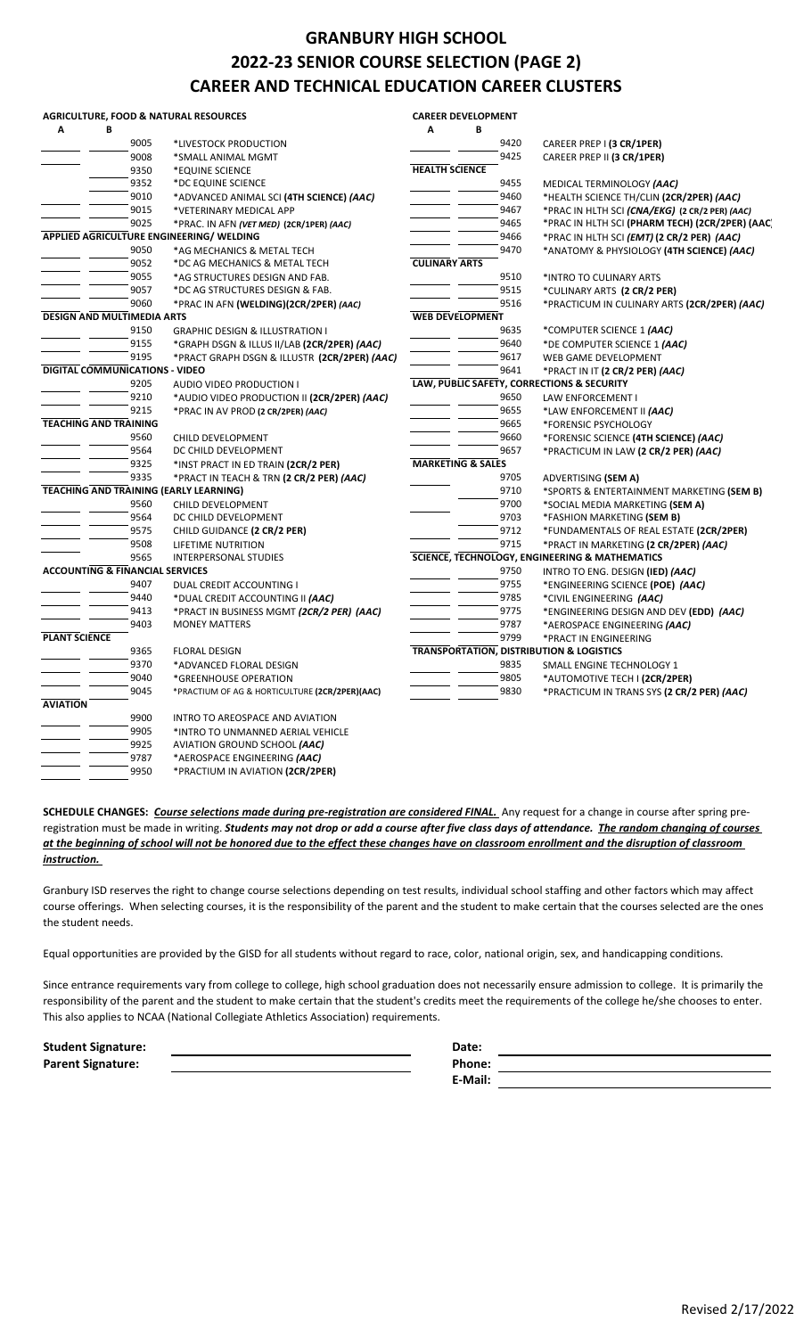# GRANBURY HIGH SCHOOL
# 2022-23 SENIOR COURSE SELECTION (PAGE 2)
# CAREER AND TECHNICAL EDUCATION CAREER CLUSTERS

### AGRICULTURE, FOOD & NATURAL RESOURCES

| A | B | Code | Course |
|---|---|---|---|
| | | 9005 | *LIVESTOCK PRODUCTION |
| | | 9008 | *SMALL ANIMAL MGMT |
| | | 9350 | *EQUINE SCIENCE |
| | | 9352 | *DC EQUINE SCIENCE |
| | | 9010 | *ADVANCED ANIMAL SCI **(4TH SCIENCE)** ***(AAC)*** |
| | | 9015 | *VETERINARY MEDICAL APP |
| | | 9025 | *PRAC. IN AFN ***(VET MED)*** **(2CR/1PER)** ***(AAC)*** |

### APPLIED AGRICULTURE ENGINEERING/ WELDING

| A | B | Code | Course |
|---|---|---|---|
| | | 9050 | *AG MECHANICS & METAL TECH |
| | | 9052 | *DC AG MECHANICS & METAL TECH |
| | | 9055 | *AG STRUCTURES DESIGN AND FAB. |
| | | 9057 | *DC AG STRUCTURES DESIGN & FAB. |
| | | 9060 | *PRAC IN AFN **(WELDING)(2CR/2PER)** ***(AAC)*** |

### DESIGN AND MULTIMEDIA ARTS

| A | B | Code | Course |
|---|---|---|---|
| | | 9150 | GRAPHIC DESIGN & ILLUSTRATION I |
| | | 9155 | *GRAPH DSGN & ILLUS II/LAB **(2CR/2PER)** ***(AAC)*** |
| | | 9195 | *PRACT GRAPH DSGN & ILLUSTR **(2CR/2PER)** ***(AAC)*** |

### DIGITAL COMMUNICATIONS - VIDEO

| A | B | Code | Course |
|---|---|---|---|
| | | 9205 | AUDIO VIDEO PRODUCTION I |
| | | 9210 | *AUDIO VIDEO PRODUCTION II **(2CR/2PER)** ***(AAC)*** |
| | | 9215 | *PRAC IN AV PROD **(2 CR/2PER)** ***(AAC)*** |

### TEACHING AND TRAINING

| A | B | Code | Course |
|---|---|---|---|
| | | 9560 | CHILD DEVELOPMENT |
| | | 9564 | DC CHILD DEVELOPMENT |
| | | 9325 | *INST PRACT IN ED TRAIN **(2CR/2 PER)** |
| | | 9335 | *PRACT IN TEACH & TRN **(2 CR/2 PER)** ***(AAC)*** |

### TEACHING AND TRAINING (EARLY LEARNING)

| A | B | Code | Course |
|---|---|---|---|
| | | 9560 | CHILD DEVELOPMENT |
| | | 9564 | DC CHILD DEVELOPMENT |
| | | 9575 | CHILD GUIDANCE **(2 CR/2 PER)** |
| | | 9508 | LIFETIME NUTRITION |
| | | 9565 | INTERPERSONAL STUDIES |

### ACCOUNTING & FINANCIAL SERVICES

| A | B | Code | Course |
|---|---|---|---|
| | | 9407 | DUAL CREDIT ACCOUNTING I |
| | | 9440 | *DUAL CREDIT ACCOUNTING II ***(AAC)*** |
| | | 9413 | *PRACT IN BUSINESS MGMT ***(2CR/2 PER)*** ***(AAC)*** |
| | | 9403 | MONEY MATTERS |

### PLANT SCIENCE

| A | B | Code | Course |
|---|---|---|---|
| | | 9365 | FLORAL DESIGN |
| | | 9370 | *ADVANCED FLORAL DESIGN |
| | | 9040 | *GREENHOUSE OPERATION |
| | | 9045 | *PRACTIUM OF AG & HORTICULTURE **(2CR/2PER)(AAC)** |

### AVIATION

| A | B | Code | Course |
|---|---|---|---|
| | | 9900 | INTRO TO AREOSPACE AND AVIATION |
| | | 9905 | *INTRO TO UNMANNED AERIAL VEHICLE |
| | | 9925 | AVIATION GROUND SCHOOL ***(AAC)*** |
| | | 9787 | *AEROSPACE ENGINEERING ***(AAC)*** |
| | | 9950 | *PRACTIUM IN AVIATION **(2CR/2PER)** |

### CAREER DEVELOPMENT

| A | B | Code | Course |
|---|---|---|---|
| | | 9420 | CAREER PREP I **(3 CR/1PER)** |
| | | 9425 | CAREER PREP II **(3 CR/1PER)** |

### HEALTH SCIENCE

| A | B | Code | Course |
|---|---|---|---|
| | | 9455 | MEDICAL TERMINOLOGY ***(AAC)*** |
| | | 9460 | *HEALTH SCIENCE TH/CLIN **(2CR/2PER)** ***(AAC)*** |
| | | 9467 | *PRAC IN HLTH SCI ***(CNA/EKG)*** **(2 CR/2 PER)** ***(AAC)*** |
| | | 9465 | *PRAC IN HLTH SCI **(PHARM TECH) (2CR/2PER) (AAC)** |
| | | 9466 | *PRAC IN HLTH SCI ***(EMT)*** **(2 CR/2 PER)** ***(AAC)*** |
| | | 9470 | *ANATOMY & PHYSIOLOGY **(4TH SCIENCE)** ***(AAC)*** |

### CULINARY ARTS

| A | B | Code | Course |
|---|---|---|---|
| | | 9510 | *INTRO TO CULINARY ARTS |
| | | 9515 | *CULINARY ARTS **(2 CR/2 PER)** |
| | | 9516 | *PRACTICUM IN CULINARY ARTS **(2CR/2PER)** ***(AAC)*** |

### WEB DEVELOPMENT

| A | B | Code | Course |
|---|---|---|---|
| | | 9635 | *COMPUTER SCIENCE 1 ***(AAC)*** |
| | | 9640 | *DE COMPUTER SCIENCE 1 ***(AAC)*** |
| | | 9617 | WEB GAME DEVELOPMENT |
| | | 9641 | *PRACT IN IT **(2 CR/2 PER)** ***(AAC)*** |

### LAW, PUBLIC SAFETY, CORRECTIONS & SECURITY

| A | B | Code | Course |
|---|---|---|---|
| | | 9650 | LAW ENFORCEMENT I |
| | | 9655 | *LAW ENFORCEMENT II ***(AAC)*** |
| | | 9665 | *FORENSIC PSYCHOLOGY |
| | | 9660 | *FORENSIC SCIENCE **(4TH SCIENCE)** ***(AAC)*** |
| | | 9657 | *PRACTICUM IN LAW **(2 CR/2 PER)** ***(AAC)*** |

### MARKETING & SALES

| A | B | Code | Course |
|---|---|---|---|
| | | 9705 | ADVERTISING **(SEM A)** |
| | | 9710 | *SPORTS & ENTERTAINMENT MARKETING **(SEM B)** |
| | | 9700 | *SOCIAL MEDIA MARKETING **(SEM A)** |
| | | 9703 | *FASHION MARKETING **(SEM B)** |
| | | 9712 | *FUNDAMENTALS OF REAL ESTATE **(2CR/2PER)** |
| | | 9715 | *PRACT IN MARKETING **(2 CR/2PER)** ***(AAC)*** |

### SCIENCE, TECHNOLOGY, ENGINEERING & MATHEMATICS

| A | B | Code | Course |
|---|---|---|---|
| | | 9750 | INTRO TO ENG. DESIGN **(IED)** ***(AAC)*** |
| | | 9755 | *ENGINEERING SCIENCE **(POE)** ***(AAC)*** |
| | | 9785 | *CIVIL ENGINEERING ***(AAC)*** |
| | | 9775 | *ENGINEERING DESIGN AND DEV **(EDD)** ***(AAC)*** |
| | | 9787 | *AEROSPACE ENGINEERING ***(AAC)*** |
| | | 9799 | *PRACT IN ENGINEERING |

### TRANSPORTATION, DISTRIBUTION & LOGISTICS

| A | B | Code | Course |
|---|---|---|---|
| | | 9835 | SMALL ENGINE TECHNOLOGY 1 |
| | | 9805 | *AUTOMOTIVE TECH I **(2CR/2PER)** |
| | | 9830 | *PRACTICUM IN TRANS SYS **(2 CR/2 PER)** ***(AAC)*** |

**SCHEDULE CHANGES:** ***Course selections made during pre-registration are considered FINAL.*** Any request for a change in course after spring pre-registration must be made in writing. ***Students may not drop or add a course after five class days of attendance. The random changing of courses at the beginning of school will not be honored due to the effect these changes have on classroom enrollment and the disruption of classroom instruction.***

Granbury ISD reserves the right to change course selections depending on test results, individual school staffing and other factors which may affect course offerings. When selecting courses, it is the responsibility of the parent and the student to make certain that the courses selected are the ones the student needs.

Equal opportunities are provided by the GISD for all students without regard to race, color, national origin, sex, and handicapping conditions.

Since entrance requirements vary from college to college, high school graduation does not necessarily ensure admission to college. It is primarily the responsibility of the parent and the student to make certain that the student's credits meet the requirements of the college he/she chooses to enter. This also applies to NCAA (National Collegiate Athletics Association) requirements.

**Student Signature:** ____________________ **Date:** ____________________

**Parent Signature:** ____________________ **Phone:** ____________________

**E-Mail:** ____________________

Revised 2/17/2022